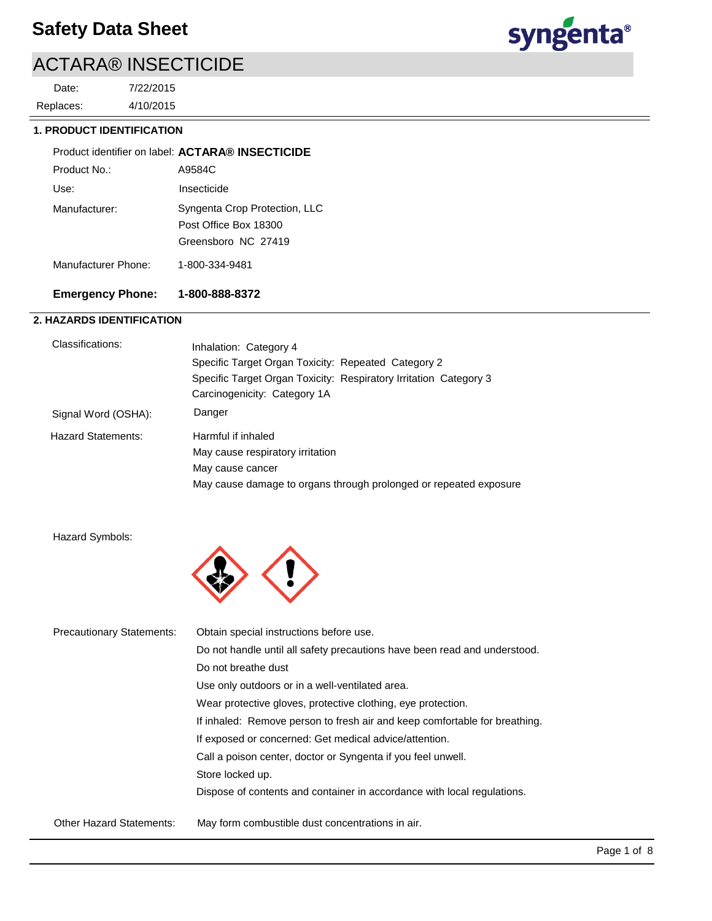# Safety Data Sheet

## ACTARA® INSECTICIDE

Date: 7/22/2015

Replaces: 4/10/2015

### 1. PRODUCT IDENTIFICATION

Product identifier on label: **ACTARA® INSECTICIDE**

Product No.: A9584C

Use: Insecticide

Manufacturer: Syngenta Crop Protection, LLC
Post Office Box 18300
Greensboro NC 27419

Manufacturer Phone: 1-800-334-9481

**Emergency Phone: 1-800-888-8372**

### 2. HAZARDS IDENTIFICATION

Classifications:
Inhalation: Category 4
Specific Target Organ Toxicity: Repeated Category 2
Specific Target Organ Toxicity: Respiratory Irritation Category 3
Carcinogenicity: Category 1A

Signal Word (OSHA): Danger

Hazard Statements:
Harmful if inhaled
May cause respiratory irritation
May cause cancer
May cause damage to organs through prolonged or repeated exposure

Hazard Symbols:

Precautionary Statements:
Obtain special instructions before use.
Do not handle until all safety precautions have been read and understood.
Do not breathe dust
Use only outdoors or in a well-ventilated area.
Wear protective gloves, protective clothing, eye protection.
If inhaled: Remove person to fresh air and keep comfortable for breathing.
If exposed or concerned: Get medical advice/attention.
Call a poison center, doctor or Syngenta if you feel unwell.
Store locked up.
Dispose of contents and container in accordance with local regulations.

Other Hazard Statements: May form combustible dust concentrations in air.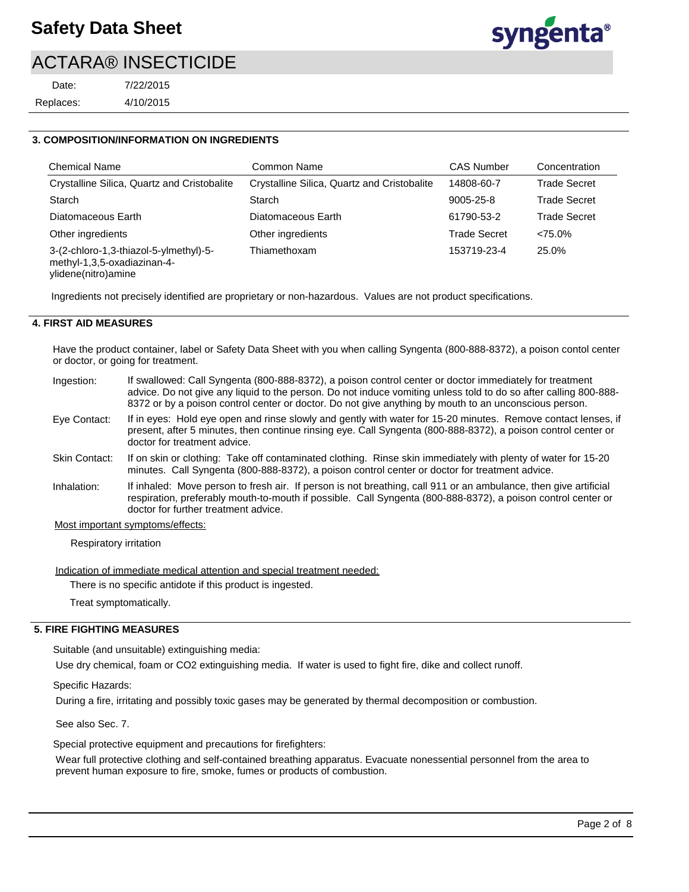## 3. COMPOSITION/INFORMATION ON INGREDIENTS

| Chemical Name | Common Name | CAS Number | Concentration |
|---|---|---|---|
| Crystalline Silica, Quartz and Cristobalite | Crystalline Silica, Quartz and Cristobalite | 14808-60-7 | Trade Secret |
| Starch | Starch | 9005-25-8 | Trade Secret |
| Diatomaceous Earth | Diatomaceous Earth | 61790-53-2 | Trade Secret |
| Other ingredients | Other ingredients | Trade Secret | <75.0% |
| 3-(2-chloro-1,3-thiazol-5-ylmethyl)-5-methyl-1,3,5-oxadiazinan-4-ylidene(nitro)amine | Thiamethoxam | 153719-23-4 | 25.0% |

Ingredients not precisely identified are proprietary or non-hazardous. Values are not product specifications.

## 4. FIRST AID MEASURES

Have the product container, label or Safety Data Sheet with you when calling Syngenta (800-888-8372), a poison contol center or doctor, or going for treatment.

**Ingestion:** If swallowed: Call Syngenta (800-888-8372), a poison control center or doctor immediately for treatment advice. Do not give any liquid to the person. Do not induce vomiting unless told to do so after calling 800-888-8372 or by a poison control center or doctor. Do not give anything by mouth to an unconscious person.

**Eye Contact:** If in eyes: Hold eye open and rinse slowly and gently with water for 15-20 minutes. Remove contact lenses, if present, after 5 minutes, then continue rinsing eye. Call Syngenta (800-888-8372), a poison control center or doctor for treatment advice.

**Skin Contact:** If on skin or clothing: Take off contaminated clothing. Rinse skin immediately with plenty of water for 15-20 minutes. Call Syngenta (800-888-8372), a poison control center or doctor for treatment advice.

**Inhalation:** If inhaled: Move person to fresh air. If person is not breathing, call 911 or an ambulance, then give artificial respiration, preferably mouth-to-mouth if possible. Call Syngenta (800-888-8372), a poison control center or doctor for further treatment advice.

Most important symptoms/effects:

Respiratory irritation

Indication of immediate medical attention and special treatment needed:

There is no specific antidote if this product is ingested.

Treat symptomatically.

## 5. FIRE FIGHTING MEASURES

Suitable (and unsuitable) extinguishing media:

Use dry chemical, foam or CO2 extinguishing media. If water is used to fight fire, dike and collect runoff.

Specific Hazards:

During a fire, irritating and possibly toxic gases may be generated by thermal decomposition or combustion.

See also Sec. 7.

Special protective equipment and precautions for firefighters:

Wear full protective clothing and self-contained breathing apparatus. Evacuate nonessential personnel from the area to prevent human exposure to fire, smoke, fumes or products of combustion.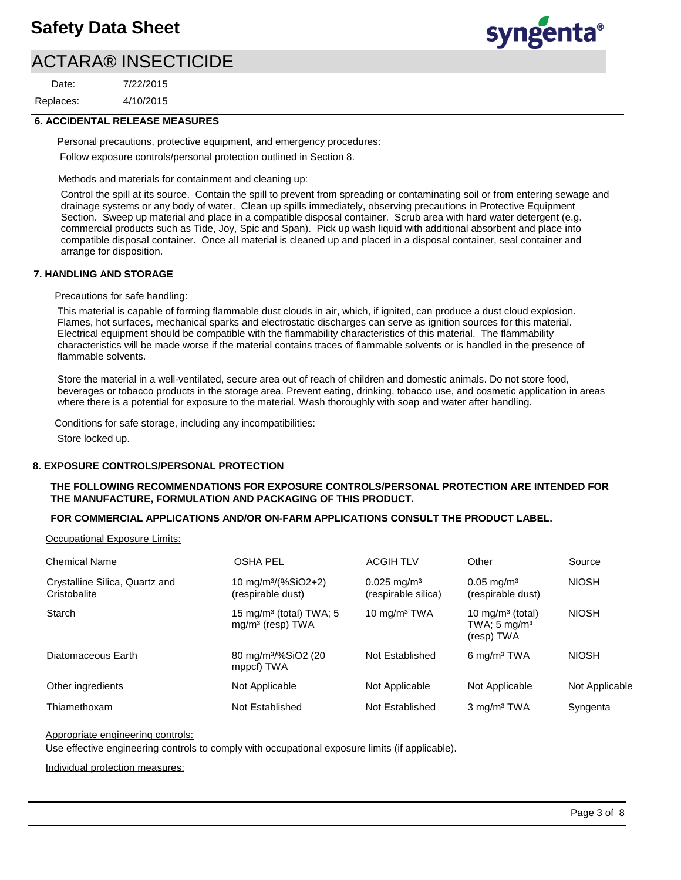## 6. ACCIDENTAL RELEASE MEASURES

Personal precautions, protective equipment, and emergency procedures:

Follow exposure controls/personal protection outlined in Section 8.

Methods and materials for containment and cleaning up:

Control the spill at its source. Contain the spill to prevent from spreading or contaminating soil or from entering sewage and drainage systems or any body of water. Clean up spills immediately, observing precautions in Protective Equipment Section. Sweep up material and place in a compatible disposal container. Scrub area with hard water detergent (e.g. commercial products such as Tide, Joy, Spic and Span). Pick up wash liquid with additional absorbent and place into compatible disposal container. Once all material is cleaned up and placed in a disposal container, seal container and arrange for disposition.

## 7. HANDLING AND STORAGE

Precautions for safe handling:

This material is capable of forming flammable dust clouds in air, which, if ignited, can produce a dust cloud explosion. Flames, hot surfaces, mechanical sparks and electrostatic discharges can serve as ignition sources for this material. Electrical equipment should be compatible with the flammability characteristics of this material. The flammability characteristics will be made worse if the material contains traces of flammable solvents or is handled in the presence of flammable solvents.

Store the material in a well-ventilated, secure area out of reach of children and domestic animals. Do not store food, beverages or tobacco products in the storage area. Prevent eating, drinking, tobacco use, and cosmetic application in areas where there is a potential for exposure to the material. Wash thoroughly with soap and water after handling.

Conditions for safe storage, including any incompatibilities:

Store locked up.

## 8. EXPOSURE CONTROLS/PERSONAL PROTECTION

**THE FOLLOWING RECOMMENDATIONS FOR EXPOSURE CONTROLS/PERSONAL PROTECTION ARE INTENDED FOR THE MANUFACTURE, FORMULATION AND PACKAGING OF THIS PRODUCT.**

**FOR COMMERCIAL APPLICATIONS AND/OR ON-FARM APPLICATIONS CONSULT THE PRODUCT LABEL.**

Occupational Exposure Limits:

| Chemical Name | OSHA PEL | ACGIH TLV | Other | Source |
|---|---|---|---|---|
| Crystalline Silica, Quartz and Cristobalite | 10 mg/m³/(%SiO2+2) (respirable dust) | 0.025 mg/m³ (respirable silica) | 0.05 mg/m³ (respirable dust) | NIOSH |
| Starch | 15 mg/m³ (total) TWA; 5 mg/m³ (resp) TWA | 10 mg/m³ TWA | 10 mg/m³ (total) TWA; 5 mg/m³ (resp) TWA | NIOSH |
| Diatomaceous Earth | 80 mg/m³/%SiO2 (20 mppcf) TWA | Not Established | 6 mg/m³ TWA | NIOSH |
| Other ingredients | Not Applicable | Not Applicable | Not Applicable | Not Applicable |
| Thiamethoxam | Not Established | Not Established | 3 mg/m³ TWA | Syngenta |

Appropriate engineering controls:

Use effective engineering controls to comply with occupational exposure limits (if applicable).

Individual protection measures: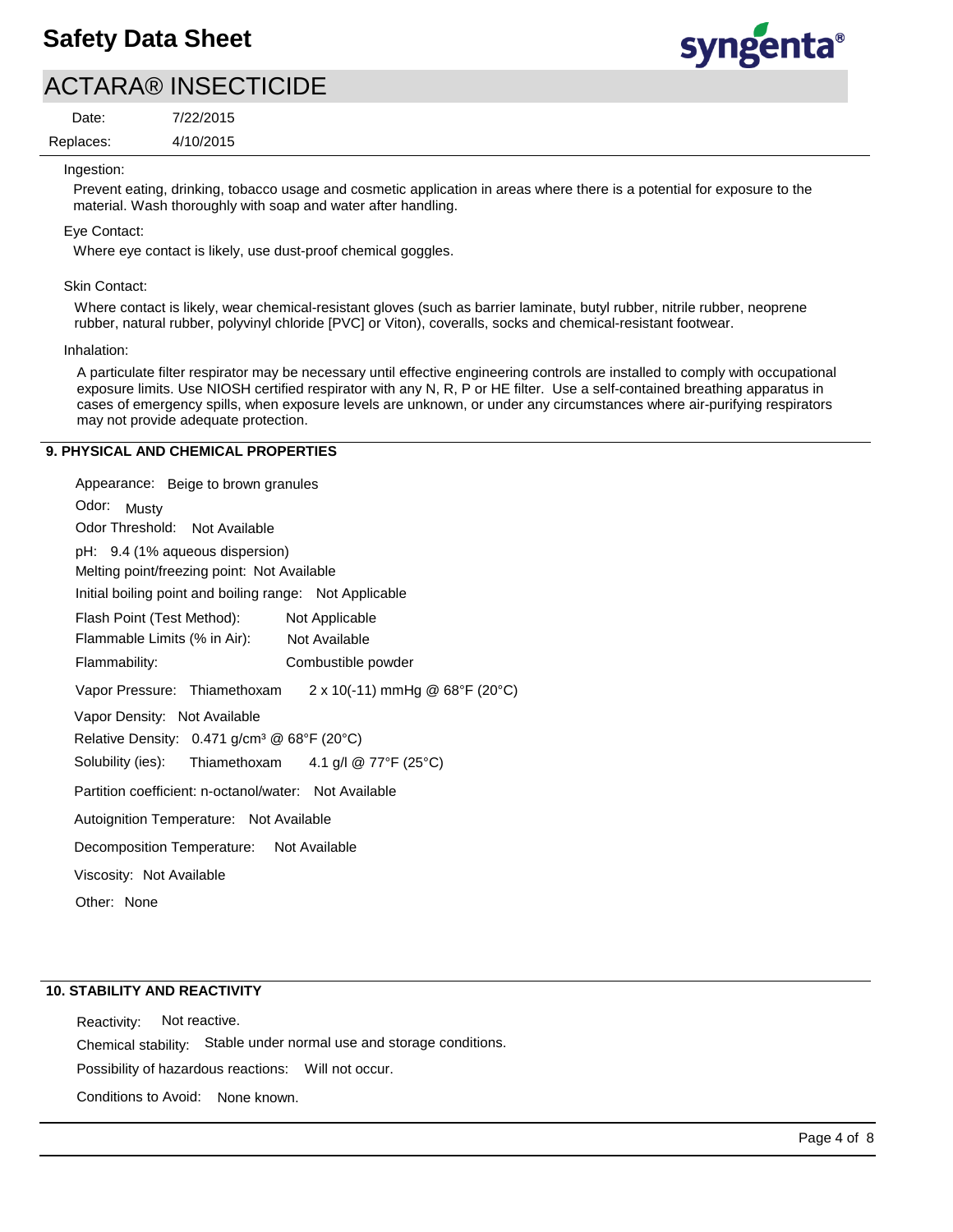Ingestion:

Prevent eating, drinking, tobacco usage and cosmetic application in areas where there is a potential for exposure to the material. Wash thoroughly with soap and water after handling.

Eye Contact:

Where eye contact is likely, use dust-proof chemical goggles.

Skin Contact:

Where contact is likely, wear chemical-resistant gloves (such as barrier laminate, butyl rubber, nitrile rubber, neoprene rubber, natural rubber, polyvinyl chloride [PVC] or Viton), coveralls, socks and chemical-resistant footwear.

Inhalation:

A particulate filter respirator may be necessary until effective engineering controls are installed to comply with occupational exposure limits. Use NIOSH certified respirator with any N, R, P or HE filter. Use a self-contained breathing apparatus in cases of emergency spills, when exposure levels are unknown, or under any circumstances where air-purifying respirators may not provide adequate protection.

## 9. PHYSICAL AND CHEMICAL PROPERTIES

Appearance: Beige to brown granules

Odor: Musty

Odor Threshold: Not Available

pH: 9.4 (1% aqueous dispersion)

Melting point/freezing point: Not Available

Initial boiling point and boiling range: Not Applicable

Flash Point (Test Method): Not Applicable

Flammable Limits (% in Air): Not Available

Flammability: Combustible powder

Vapor Pressure: Thiamethoxam $2 \times 10^{-11}$ mmHg @ 68°F (20°C)

Vapor Density: Not Available

Relative Density: 0.471 g/cm³ @ 68°F (20°C)

Solubility (ies): Thiamethoxam 4.1 g/l @ 77°F (25°C)

Partition coefficient: n-octanol/water: Not Available

Autoignition Temperature: Not Available

Decomposition Temperature: Not Available

Viscosity: Not Available

Other: None

## 10. STABILITY AND REACTIVITY

Reactivity: Not reactive.

Chemical stability: Stable under normal use and storage conditions.

Possibility of hazardous reactions: Will not occur.

Conditions to Avoid: None known.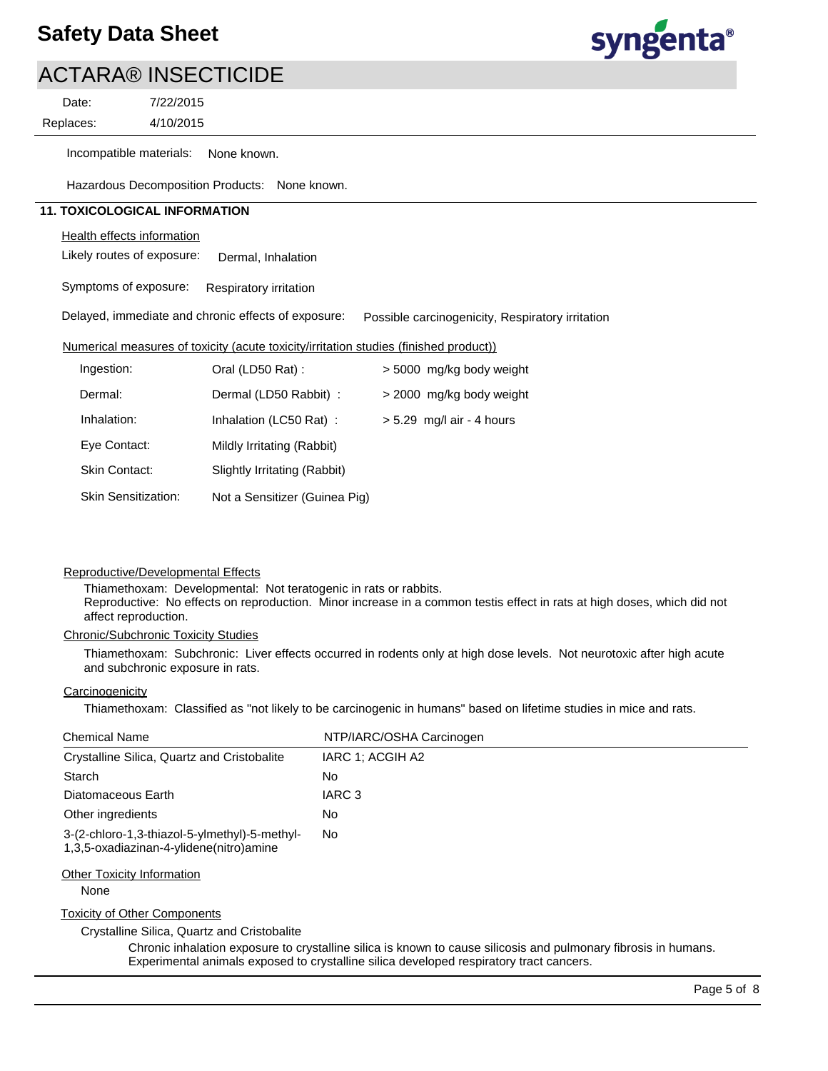Incompatible materials: None known.

Hazardous Decomposition Products: None known.

## 11. TOXICOLOGICAL INFORMATION

Health effects information

Likely routes of exposure: Dermal, Inhalation

Symptoms of exposure: Respiratory irritation

Delayed, immediate and chronic effects of exposure: Possible carcinogenicity, Respiratory irritation

Numerical measures of toxicity (acute toxicity/irritation studies (finished product))

| | | |
|---|---|---|
| Ingestion: | Oral (LD50 Rat) : | > 5000 mg/kg body weight |
| Dermal: | Dermal (LD50 Rabbit) : | > 2000 mg/kg body weight |
| Inhalation: | Inhalation (LC50 Rat) : | > 5.29 mg/l air - 4 hours |
| Eye Contact: | Mildly Irritating (Rabbit) | |
| Skin Contact: | Slightly Irritating (Rabbit) | |
| Skin Sensitization: | Not a Sensitizer (Guinea Pig) | |

Reproductive/Developmental Effects

Thiamethoxam: Developmental: Not teratogenic in rats or rabbits.
Reproductive: No effects on reproduction. Minor increase in a common testis effect in rats at high doses, which did not affect reproduction.

Chronic/Subchronic Toxicity Studies

Thiamethoxam: Subchronic: Liver effects occurred in rodents only at high dose levels. Not neurotoxic after high acute and subchronic exposure in rats.

Carcinogenicity

Thiamethoxam: Classified as "not likely to be carcinogenic in humans" based on lifetime studies in mice and rats.

| Chemical Name | NTP/IARC/OSHA Carcinogen |
|---|---|
| Crystalline Silica, Quartz and Cristobalite | IARC 1; ACGIH A2 |
| Starch | No |
| Diatomaceous Earth | IARC 3 |
| Other ingredients | No |
| 3-(2-chloro-1,3-thiazol-5-ylmethyl)-5-methyl-1,3,5-oxadiazinan-4-ylidene(nitro)amine | No |

Other Toxicity Information

None

Toxicity of Other Components

Crystalline Silica, Quartz and Cristobalite

Chronic inhalation exposure to crystalline silica is known to cause silicosis and pulmonary fibrosis in humans. Experimental animals exposed to crystalline silica developed respiratory tract cancers.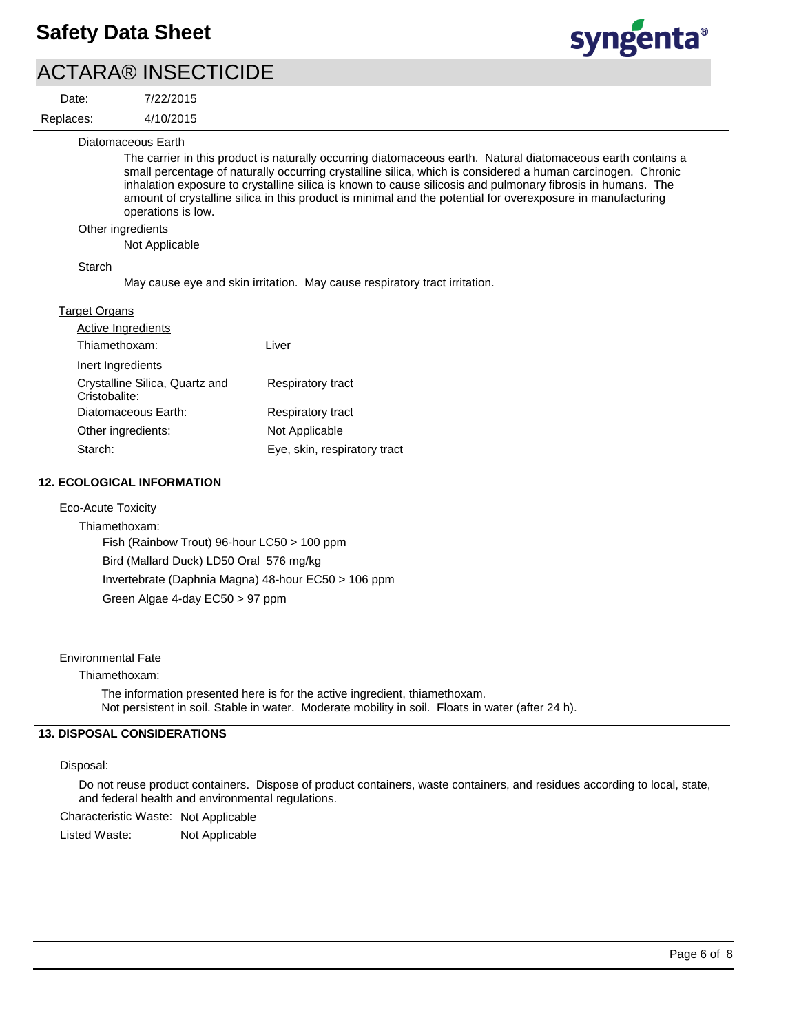Diatomaceous Earth

The carrier in this product is naturally occurring diatomaceous earth. Natural diatomaceous earth contains a small percentage of naturally occurring crystalline silica, which is considered a human carcinogen. Chronic inhalation exposure to crystalline silica is known to cause silicosis and pulmonary fibrosis in humans. The amount of crystalline silica in this product is minimal and the potential for overexposure in manufacturing operations is low.

Other ingredients

Not Applicable

Starch

May cause eye and skin irritation. May cause respiratory tract irritation.

Target Organs

Active Ingredients

| | |
|---|---|
| Thiamethoxam: | Liver |

Inert Ingredients

| | |
|---|---|
| Crystalline Silica, Quartz and Cristobalite: | Respiratory tract |
| Diatomaceous Earth: | Respiratory tract |
| Other ingredients: | Not Applicable |
| Starch: | Eye, skin, respiratory tract |

## 12. ECOLOGICAL INFORMATION

Eco-Acute Toxicity

Thiamethoxam:

Fish (Rainbow Trout) 96-hour LC50 > 100 ppm

Bird (Mallard Duck) LD50 Oral 576 mg/kg

Invertebrate (Daphnia Magna) 48-hour EC50 > 106 ppm

Green Algae 4-day EC50 > 97 ppm

Environmental Fate

Thiamethoxam:

The information presented here is for the active ingredient, thiamethoxam.
Not persistent in soil. Stable in water. Moderate mobility in soil. Floats in water (after 24 h).

## 13. DISPOSAL CONSIDERATIONS

Disposal:

Do not reuse product containers. Dispose of product containers, waste containers, and residues according to local, state, and federal health and environmental regulations.

Characteristic Waste: Not Applicable

Listed Waste: Not Applicable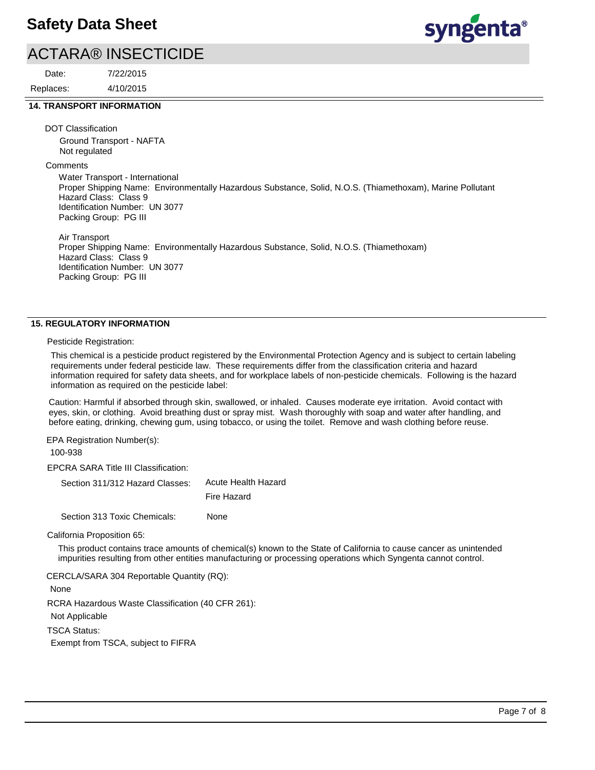## 14. TRANSPORT INFORMATION

DOT Classification

Ground Transport - NAFTA
Not regulated

Comments

Water Transport - International
Proper Shipping Name: Environmentally Hazardous Substance, Solid, N.O.S. (Thiamethoxam), Marine Pollutant
Hazard Class: Class 9
Identification Number: UN 3077
Packing Group: PG III

Air Transport
Proper Shipping Name: Environmentally Hazardous Substance, Solid, N.O.S. (Thiamethoxam)
Hazard Class: Class 9
Identification Number: UN 3077
Packing Group: PG III

## 15. REGULATORY INFORMATION

Pesticide Registration:

This chemical is a pesticide product registered by the Environmental Protection Agency and is subject to certain labeling requirements under federal pesticide law. These requirements differ from the classification criteria and hazard information required for safety data sheets, and for workplace labels of non-pesticide chemicals. Following is the hazard information as required on the pesticide label:

Caution: Harmful if absorbed through skin, swallowed, or inhaled. Causes moderate eye irritation. Avoid contact with eyes, skin, or clothing. Avoid breathing dust or spray mist. Wash thoroughly with soap and water after handling, and before eating, drinking, chewing gum, using tobacco, or using the toilet. Remove and wash clothing before reuse.

EPA Registration Number(s):

100-938

EPCRA SARA Title III Classification:

Section 311/312 Hazard Classes: Acute Health Hazard
Fire Hazard

Section 313 Toxic Chemicals: None

California Proposition 65:

This product contains trace amounts of chemical(s) known to the State of California to cause cancer as unintended impurities resulting from other entities manufacturing or processing operations which Syngenta cannot control.

CERCLA/SARA 304 Reportable Quantity (RQ):

None

RCRA Hazardous Waste Classification (40 CFR 261):

Not Applicable

TSCA Status:

Exempt from TSCA, subject to FIFRA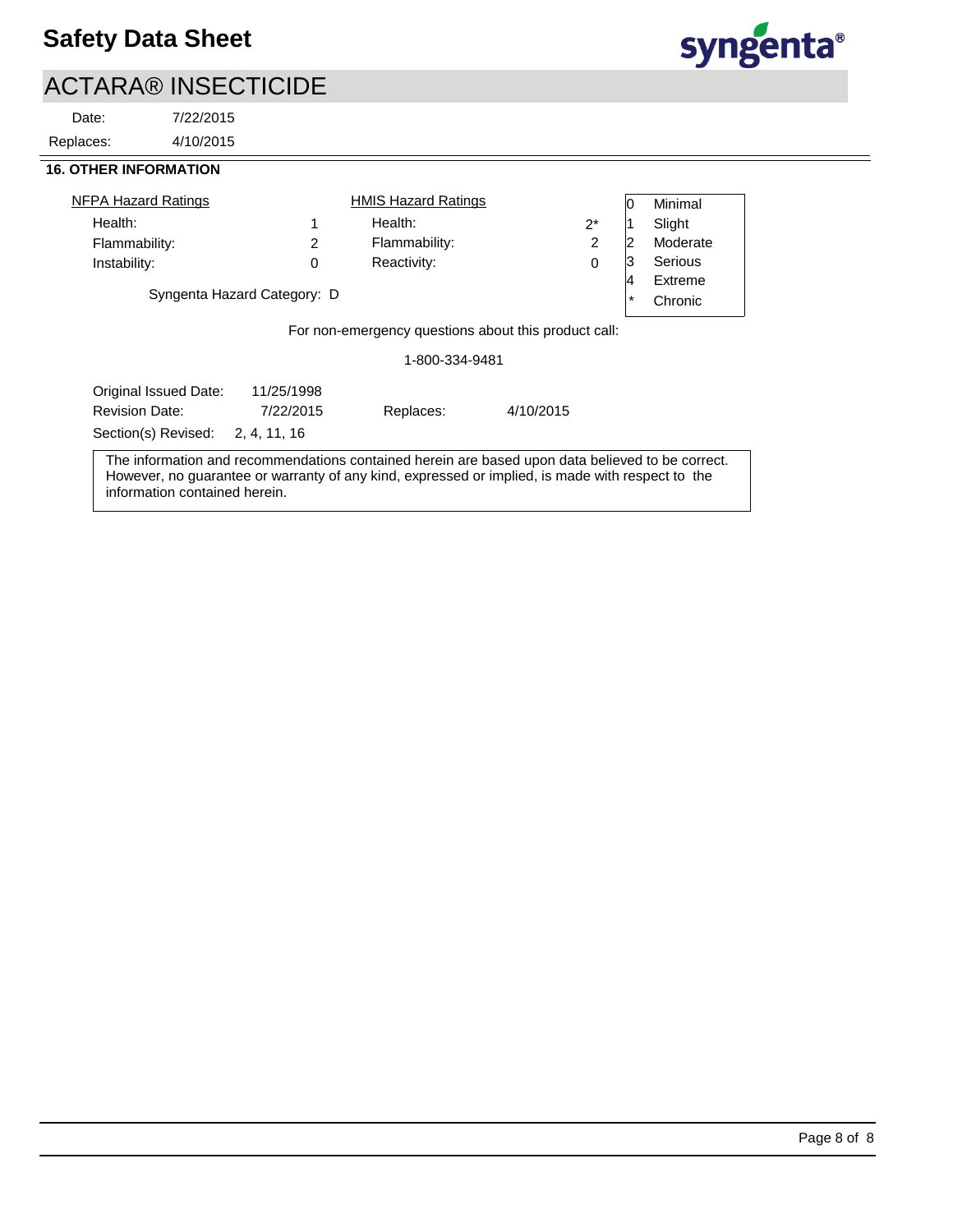## 16. OTHER INFORMATION

| NFPA Hazard Ratings | | HMIS Hazard Ratings | | | |
|---|---|---|---|---|---|
| Health: | 1 | Health: | 2* | 0 | Minimal |
| Flammability: | 2 | Flammability: | 2 | 1 | Slight |
| Instability: | 0 | Reactivity: | 0 | 2 | Moderate |
| | | | | 3 | Serious |
| | | | | 4 | Extreme |
| | | | | * | Chronic |

Syngenta Hazard Category: D

For non-emergency questions about this product call:

1-800-334-9481

| | | | |
|---|---|---|---|
| Original Issued Date: | 11/25/1998 | | |
| Revision Date: | 7/22/2015 | Replaces: | 4/10/2015 |
| Section(s) Revised: | 2, 4, 11, 16 | | |

The information and recommendations contained herein are based upon data believed to be correct. However, no guarantee or warranty of any kind, expressed or implied, is made with respect to the information contained herein.